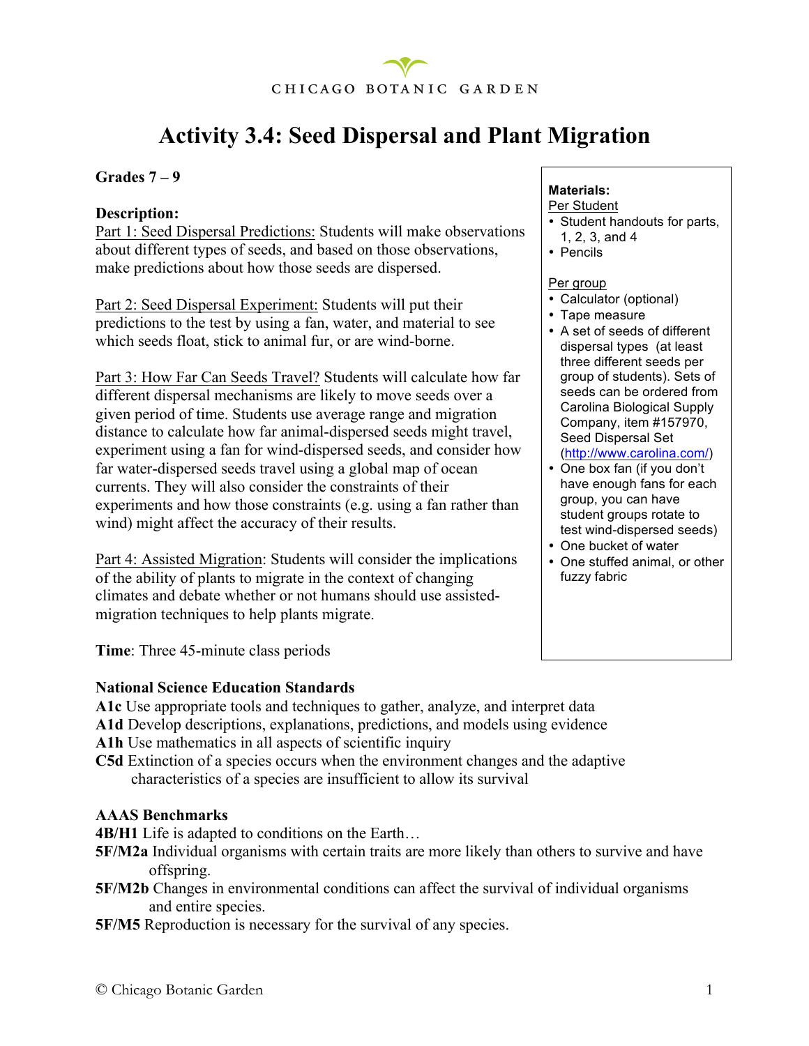CHICAGO BOTANIC GARDEN

# Activity 3.4: Seed Dispersal and Plant Migration

**Grades 7 – 9**

**Description:**

Part 1: Seed Dispersal Predictions: Students will make observations about different types of seeds, and based on those observations, make predictions about how those seeds are dispersed.

Part 2: Seed Dispersal Experiment: Students will put their predictions to the test by using a fan, water, and material to see which seeds float, stick to animal fur, or are wind-borne.

Part 3: How Far Can Seeds Travel? Students will calculate how far different dispersal mechanisms are likely to move seeds over a given period of time. Students use average range and migration distance to calculate how far animal-dispersed seeds might travel, experiment using a fan for wind-dispersed seeds, and consider how far water-dispersed seeds travel using a global map of ocean currents. They will also consider the constraints of their experiments and how those constraints (e.g. using a fan rather than wind) might affect the accuracy of their results.

Part 4: Assisted Migration: Students will consider the implications of the ability of plants to migrate in the context of changing climates and debate whether or not humans should use assisted-migration techniques to help plants migrate.

**Time**: Three 45-minute class periods

**Materials:**

Per Student
- Student handouts for parts, 1, 2, 3, and 4
- Pencils

Per group
- Calculator (optional)
- Tape measure
- A set of seeds of different dispersal types (at least three different seeds per group of students). Sets of seeds can be ordered from Carolina Biological Supply Company, item #157970, Seed Dispersal Set (http://www.carolina.com/)
- One box fan (if you don't have enough fans for each group, you can have student groups rotate to test wind-dispersed seeds)
- One bucket of water
- One stuffed animal, or other fuzzy fabric

**National Science Education Standards**

**A1c** Use appropriate tools and techniques to gather, analyze, and interpret data
**A1d** Develop descriptions, explanations, predictions, and models using evidence
**A1h** Use mathematics in all aspects of scientific inquiry
**C5d** Extinction of a species occurs when the environment changes and the adaptive characteristics of a species are insufficient to allow its survival

**AAAS Benchmarks**

**4B/H1** Life is adapted to conditions on the Earth…
**5F/M2a** Individual organisms with certain traits are more likely than others to survive and have offspring.
**5F/M2b** Changes in environmental conditions can affect the survival of individual organisms and entire species.
**5F/M5** Reproduction is necessary for the survival of any species.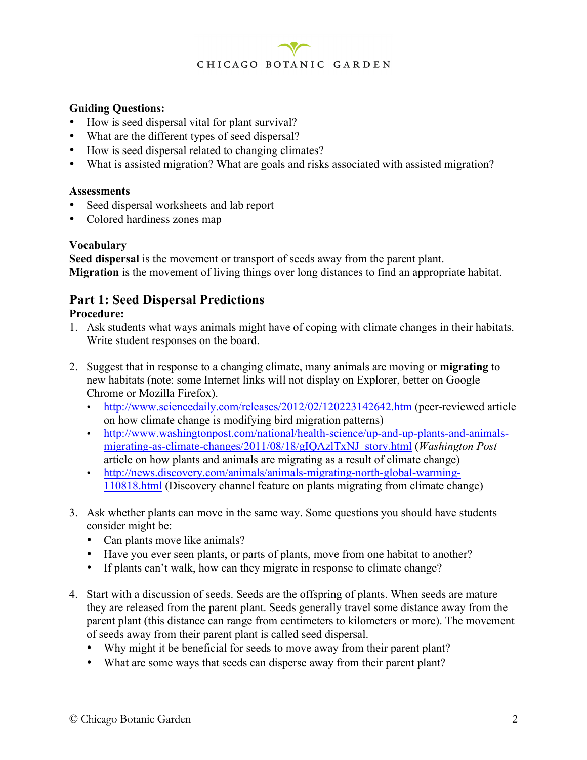**Guiding Questions:**

- How is seed dispersal vital for plant survival?
- What are the different types of seed dispersal?
- How is seed dispersal related to changing climates?
- What is assisted migration? What are goals and risks associated with assisted migration?

**Assessments**

- Seed dispersal worksheets and lab report
- Colored hardiness zones map

**Vocabulary**

**Seed dispersal** is the movement or transport of seeds away from the parent plant.
**Migration** is the movement of living things over long distances to find an appropriate habitat.

## Part 1: Seed Dispersal Predictions

**Procedure:**

1. Ask students what ways animals might have of coping with climate changes in their habitats. Write student responses on the board.

2. Suggest that in response to a changing climate, many animals are moving or **migrating** to new habitats (note: some Internet links will not display on Explorer, better on Google Chrome or Mozilla Firefox).
   - http://www.sciencedaily.com/releases/2012/02/120223142642.htm (peer-reviewed article on how climate change is modifying bird migration patterns)
   - http://www.washingtonpost.com/national/health-science/up-and-up-plants-and-animals-migrating-as-climate-changes/2011/08/18/gIQAzlTxNJ_story.html (*Washington Post* article on how plants and animals are migrating as a result of climate change)
   - http://news.discovery.com/animals/animals-migrating-north-global-warming-110818.html (Discovery channel feature on plants migrating from climate change)

3. Ask whether plants can move in the same way. Some questions you should have students consider might be:
   - Can plants move like animals?
   - Have you ever seen plants, or parts of plants, move from one habitat to another?
   - If plants can't walk, how can they migrate in response to climate change?

4. Start with a discussion of seeds. Seeds are the offspring of plants. When seeds are mature they are released from the parent plant. Seeds generally travel some distance away from the parent plant (this distance can range from centimeters to kilometers or more). The movement of seeds away from their parent plant is called seed dispersal.
   - Why might it be beneficial for seeds to move away from their parent plant?
   - What are some ways that seeds can disperse away from their parent plant?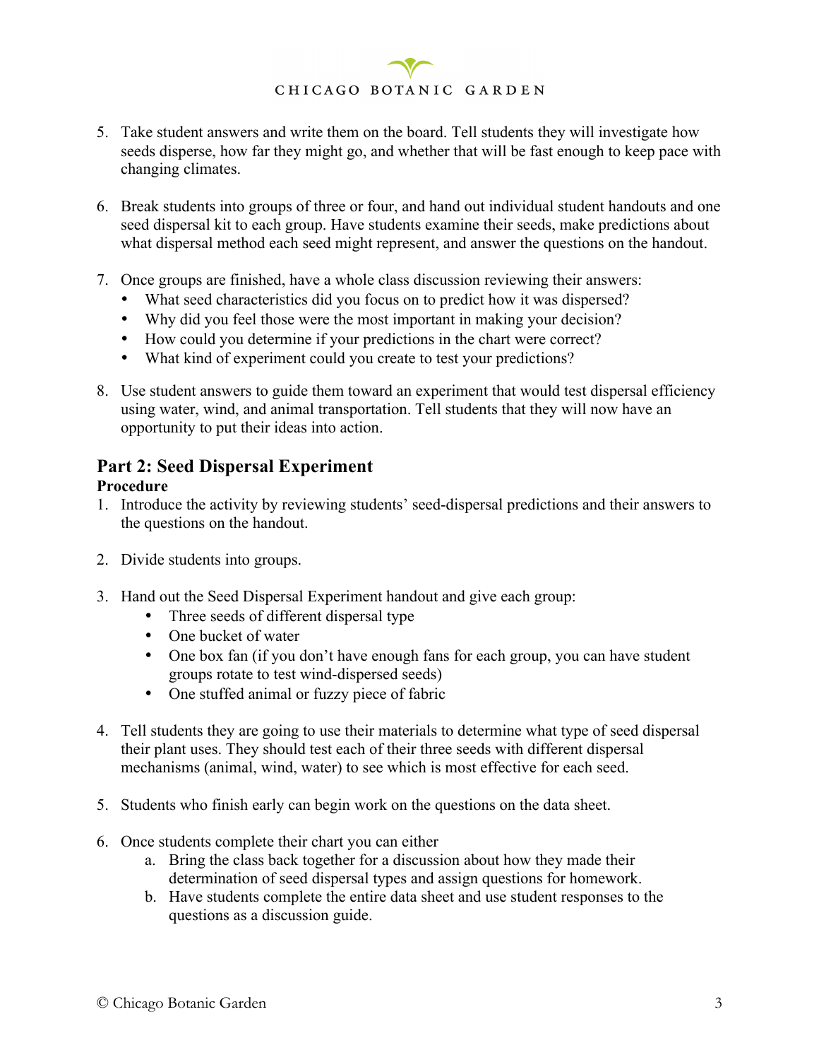5. Take student answers and write them on the board. Tell students they will investigate how seeds disperse, how far they might go, and whether that will be fast enough to keep pace with changing climates.

6. Break students into groups of three or four, and hand out individual student handouts and one seed dispersal kit to each group. Have students examine their seeds, make predictions about what dispersal method each seed might represent, and answer the questions on the handout.

7. Once groups are finished, have a whole class discussion reviewing their answers:
   - What seed characteristics did you focus on to predict how it was dispersed?
   - Why did you feel those were the most important in making your decision?
   - How could you determine if your predictions in the chart were correct?
   - What kind of experiment could you create to test your predictions?

8. Use student answers to guide them toward an experiment that would test dispersal efficiency using water, wind, and animal transportation. Tell students that they will now have an opportunity to put their ideas into action.

## Part 2: Seed Dispersal Experiment

**Procedure**

1. Introduce the activity by reviewing students' seed-dispersal predictions and their answers to the questions on the handout.

2. Divide students into groups.

3. Hand out the Seed Dispersal Experiment handout and give each group:
   - Three seeds of different dispersal type
   - One bucket of water
   - One box fan (if you don't have enough fans for each group, you can have student groups rotate to test wind-dispersed seeds)
   - One stuffed animal or fuzzy piece of fabric

4. Tell students they are going to use their materials to determine what type of seed dispersal their plant uses. They should test each of their three seeds with different dispersal mechanisms (animal, wind, water) to see which is most effective for each seed.

5. Students who finish early can begin work on the questions on the data sheet.

6. Once students complete their chart you can either
   a. Bring the class back together for a discussion about how they made their determination of seed dispersal types and assign questions for homework.
   b. Have students complete the entire data sheet and use student responses to the questions as a discussion guide.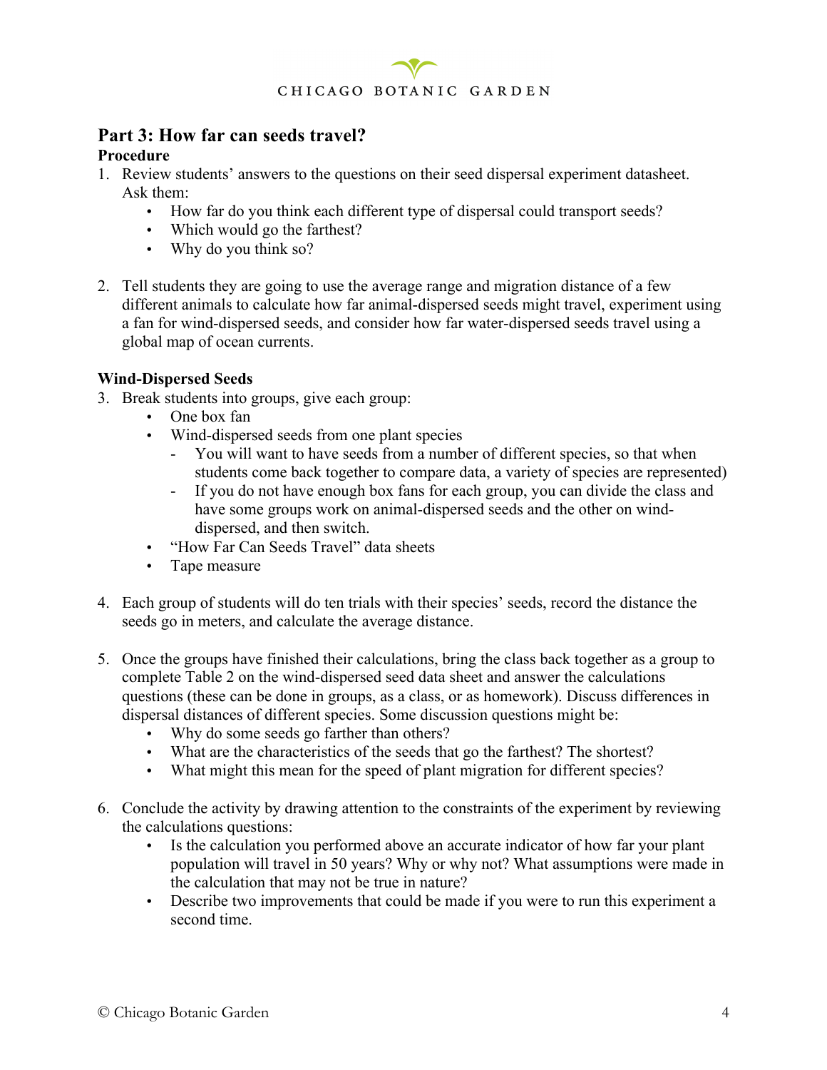## Part 3: How far can seeds travel?

### Procedure

1. Review students' answers to the questions on their seed dispersal experiment datasheet. Ask them:
   - How far do you think each different type of dispersal could transport seeds?
   - Which would go the farthest?
   - Why do you think so?

2. Tell students they are going to use the average range and migration distance of a few different animals to calculate how far animal-dispersed seeds might travel, experiment using a fan for wind-dispersed seeds, and consider how far water-dispersed seeds travel using a global map of ocean currents.

### Wind-Dispersed Seeds

3. Break students into groups, give each group:
   - One box fan
   - Wind-dispersed seeds from one plant species
     - You will want to have seeds from a number of different species, so that when students come back together to compare data, a variety of species are represented)
     - If you do not have enough box fans for each group, you can divide the class and have some groups work on animal-dispersed seeds and the other on wind-dispersed, and then switch.
   - "How Far Can Seeds Travel" data sheets
   - Tape measure

4. Each group of students will do ten trials with their species' seeds, record the distance the seeds go in meters, and calculate the average distance.

5. Once the groups have finished their calculations, bring the class back together as a group to complete Table 2 on the wind-dispersed seed data sheet and answer the calculations questions (these can be done in groups, as a class, or as homework). Discuss differences in dispersal distances of different species. Some discussion questions might be:
   - Why do some seeds go farther than others?
   - What are the characteristics of the seeds that go the farthest? The shortest?
   - What might this mean for the speed of plant migration for different species?

6. Conclude the activity by drawing attention to the constraints of the experiment by reviewing the calculations questions:
   - Is the calculation you performed above an accurate indicator of how far your plant population will travel in 50 years? Why or why not? What assumptions were made in the calculation that may not be true in nature?
   - Describe two improvements that could be made if you were to run this experiment a second time.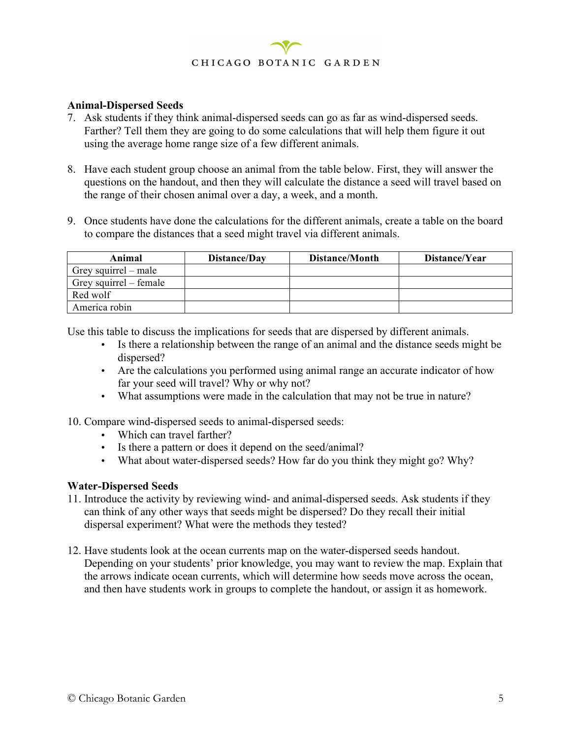**Animal-Dispersed Seeds**

7. Ask students if they think animal-dispersed seeds can go as far as wind-dispersed seeds. Farther? Tell them they are going to do some calculations that will help them figure it out using the average home range size of a few different animals.

8. Have each student group choose an animal from the table below. First, they will answer the questions on the handout, and then they will calculate the distance a seed will travel based on the range of their chosen animal over a day, a week, and a month.

9. Once students have done the calculations for the different animals, create a table on the board to compare the distances that a seed might travel via different animals.

| Animal | Distance/Day | Distance/Month | Distance/Year |
|---|---|---|---|
| Grey squirrel – male | | | |
| Grey squirrel – female | | | |
| Red wolf | | | |
| America robin | | | |

Use this table to discuss the implications for seeds that are dispersed by different animals.

- Is there a relationship between the range of an animal and the distance seeds might be dispersed?
- Are the calculations you performed using animal range an accurate indicator of how far your seed will travel? Why or why not?
- What assumptions were made in the calculation that may not be true in nature?

10. Compare wind-dispersed seeds to animal-dispersed seeds:
    - Which can travel farther?
    - Is there a pattern or does it depend on the seed/animal?
    - What about water-dispersed seeds? How far do you think they might go? Why?

**Water-Dispersed Seeds**

11. Introduce the activity by reviewing wind- and animal-dispersed seeds. Ask students if they can think of any other ways that seeds might be dispersed? Do they recall their initial dispersal experiment? What were the methods they tested?

12. Have students look at the ocean currents map on the water-dispersed seeds handout. Depending on your students' prior knowledge, you may want to review the map. Explain that the arrows indicate ocean currents, which will determine how seeds move across the ocean, and then have students work in groups to complete the handout, or assign it as homework.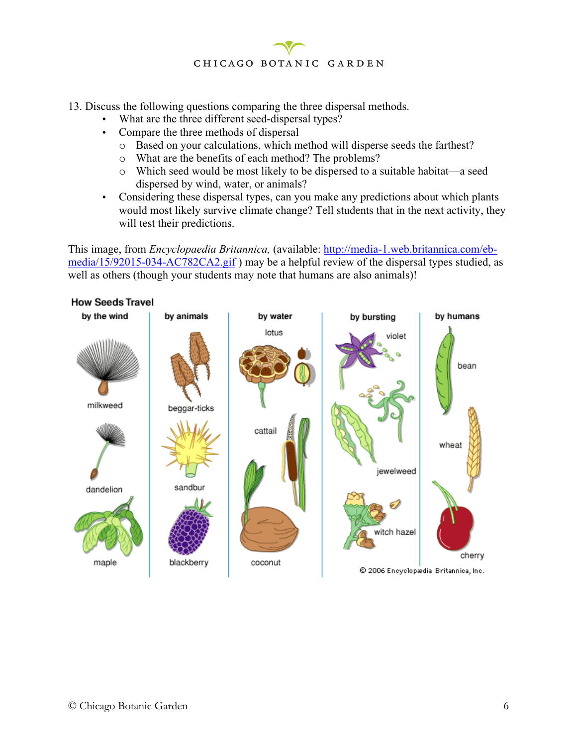13. Discuss the following questions comparing the three dispersal methods.

- What are the three different seed-dispersal types?
- Compare the three methods of dispersal
  - Based on your calculations, which method will disperse seeds the farthest?
  - What are the benefits of each method? The problems?
  - Which seed would be most likely to be dispersed to a suitable habitat—a seed dispersed by wind, water, or animals?
- Considering these dispersal types, can you make any predictions about which plants would most likely survive climate change? Tell students that in the next activity, they will test their predictions.

This image, from *Encyclopaedia Britannica,* (available: http://media-1.web.britannica.com/eb-media/15/92015-034-AC782CA2.gif ) may be a helpful review of the dispersal types studied, as well as others (though your students may note that humans are also animals)!

**How Seeds Travel**

| by the wind | by animals | by water | by bursting | by humans |
|---|---|---|---|---|
| milkweed | beggar-ticks | lotus | violet | bean |
| dandelion | sandbur | cattail | jewelweed | wheat |
| maple | blackberry | coconut | witch hazel | cherry |

© 2006 Encyclopædia Britannica, Inc.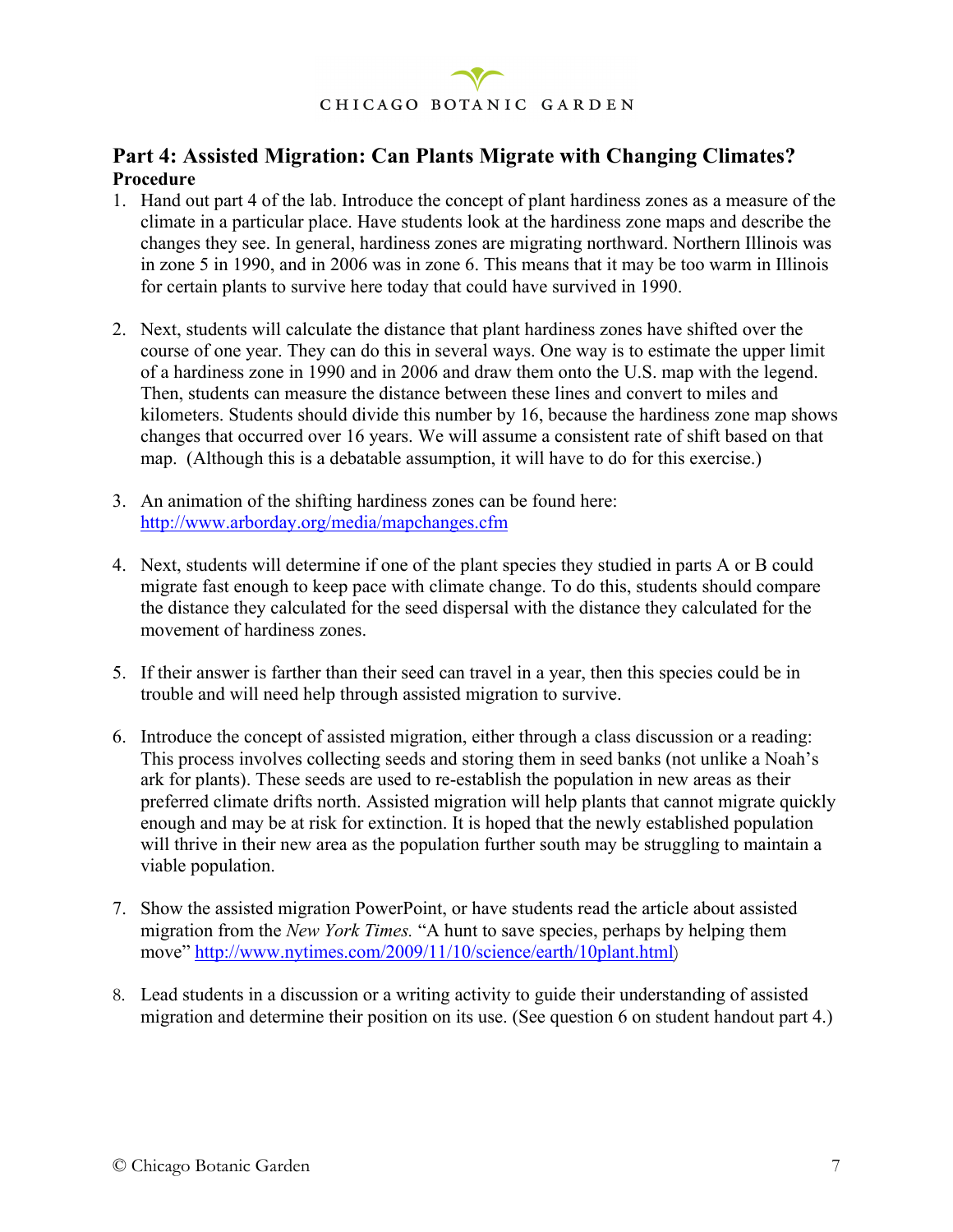## Part 4: Assisted Migration: Can Plants Migrate with Changing Climates?

**Procedure**

1. Hand out part 4 of the lab. Introduce the concept of plant hardiness zones as a measure of the climate in a particular place. Have students look at the hardiness zone maps and describe the changes they see. In general, hardiness zones are migrating northward. Northern Illinois was in zone 5 in 1990, and in 2006 was in zone 6. This means that it may be too warm in Illinois for certain plants to survive here today that could have survived in 1990.

2. Next, students will calculate the distance that plant hardiness zones have shifted over the course of one year. They can do this in several ways. One way is to estimate the upper limit of a hardiness zone in 1990 and in 2006 and draw them onto the U.S. map with the legend. Then, students can measure the distance between these lines and convert to miles and kilometers. Students should divide this number by 16, because the hardiness zone map shows changes that occurred over 16 years. We will assume a consistent rate of shift based on that map. (Although this is a debatable assumption, it will have to do for this exercise.)

3. An animation of the shifting hardiness zones can be found here: [http://www.arborday.org/media/mapchanges.cfm](http://www.arborday.org/media/mapchanges.cfm)

4. Next, students will determine if one of the plant species they studied in parts A or B could migrate fast enough to keep pace with climate change. To do this, students should compare the distance they calculated for the seed dispersal with the distance they calculated for the movement of hardiness zones.

5. If their answer is farther than their seed can travel in a year, then this species could be in trouble and will need help through assisted migration to survive.

6. Introduce the concept of assisted migration, either through a class discussion or a reading: This process involves collecting seeds and storing them in seed banks (not unlike a Noah's ark for plants). These seeds are used to re-establish the population in new areas as their preferred climate drifts north. Assisted migration will help plants that cannot migrate quickly enough and may be at risk for extinction. It is hoped that the newly established population will thrive in their new area as the population further south may be struggling to maintain a viable population.

7. Show the assisted migration PowerPoint, or have students read the article about assisted migration from the *New York Times.* "A hunt to save species, perhaps by helping them move" [http://www.nytimes.com/2009/11/10/science/earth/10plant.html](http://www.nytimes.com/2009/11/10/science/earth/10plant.html))

8. Lead students in a discussion or a writing activity to guide their understanding of assisted migration and determine their position on its use. (See question 6 on student handout part 4.)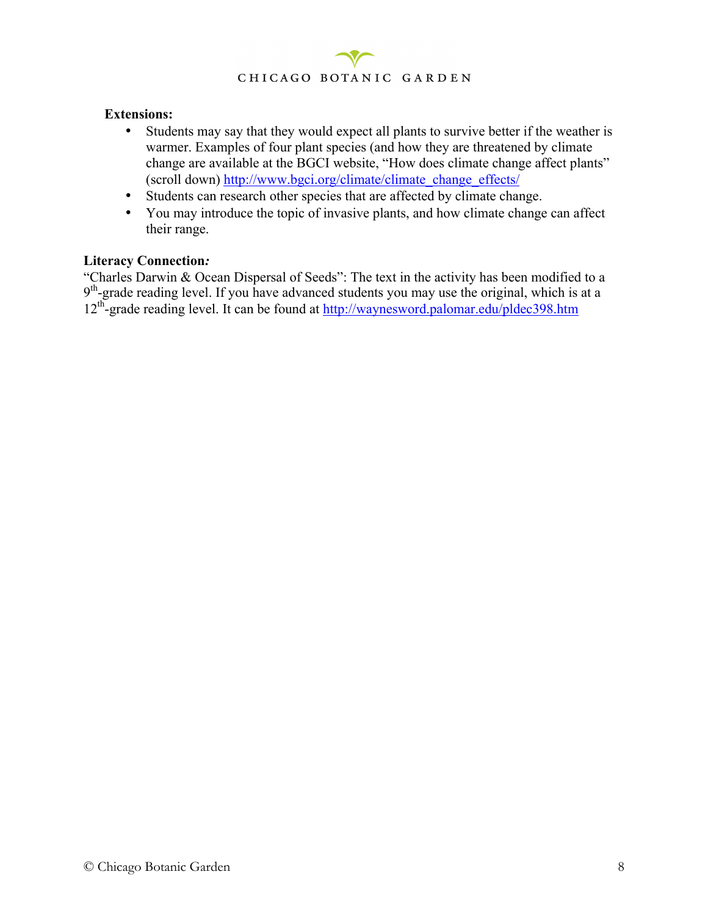**Extensions:**

- Students may say that they would expect all plants to survive better if the weather is warmer. Examples of four plant species (and how they are threatened by climate change are available at the BGCI website, "How does climate change affect plants" (scroll down) http://www.bgci.org/climate/climate_change_effects/
- Students can research other species that are affected by climate change.
- You may introduce the topic of invasive plants, and how climate change can affect their range.

**Literacy Connection*:***

"Charles Darwin & Ocean Dispersal of Seeds": The text in the activity has been modified to a 9th-grade reading level. If you have advanced students you may use the original, which is at a 12th-grade reading level. It can be found at http://waynesword.palomar.edu/pldec398.htm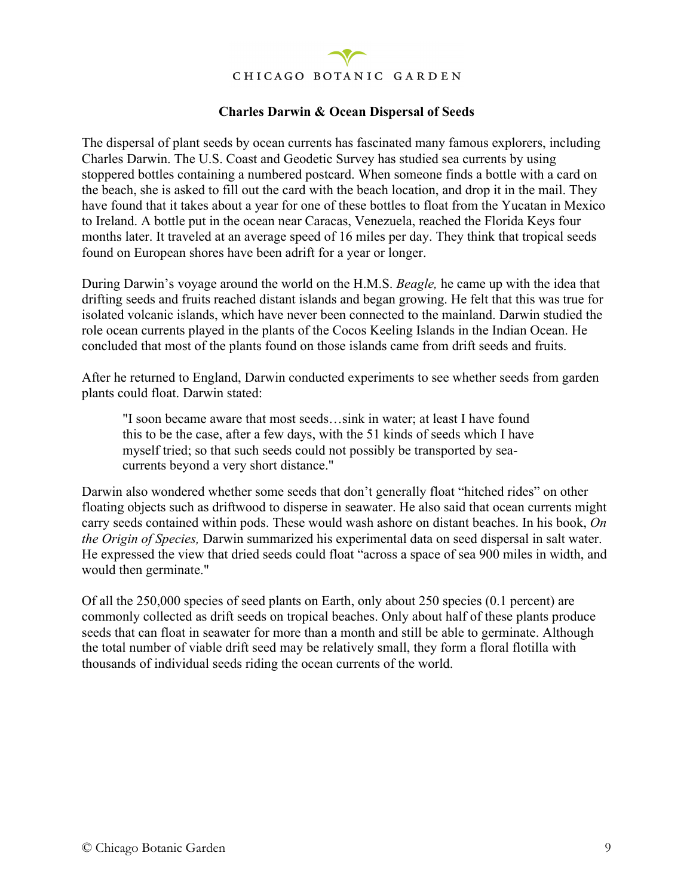**Charles Darwin & Ocean Dispersal of Seeds**

The dispersal of plant seeds by ocean currents has fascinated many famous explorers, including Charles Darwin. The U.S. Coast and Geodetic Survey has studied sea currents by using stoppered bottles containing a numbered postcard. When someone finds a bottle with a card on the beach, she is asked to fill out the card with the beach location, and drop it in the mail. They have found that it takes about a year for one of these bottles to float from the Yucatan in Mexico to Ireland. A bottle put in the ocean near Caracas, Venezuela, reached the Florida Keys four months later. It traveled at an average speed of 16 miles per day. They think that tropical seeds found on European shores have been adrift for a year or longer.

During Darwin's voyage around the world on the H.M.S. *Beagle,* he came up with the idea that drifting seeds and fruits reached distant islands and began growing. He felt that this was true for isolated volcanic islands, which have never been connected to the mainland. Darwin studied the role ocean currents played in the plants of the Cocos Keeling Islands in the Indian Ocean. He concluded that most of the plants found on those islands came from drift seeds and fruits.

After he returned to England, Darwin conducted experiments to see whether seeds from garden plants could float. Darwin stated:

> "I soon became aware that most seeds…sink in water; at least I have found this to be the case, after a few days, with the 51 kinds of seeds which I have myself tried; so that such seeds could not possibly be transported by sea-currents beyond a very short distance."

Darwin also wondered whether some seeds that don't generally float "hitched rides" on other floating objects such as driftwood to disperse in seawater. He also said that ocean currents might carry seeds contained within pods. These would wash ashore on distant beaches. In his book, *On the Origin of Species,* Darwin summarized his experimental data on seed dispersal in salt water. He expressed the view that dried seeds could float "across a space of sea 900 miles in width, and would then germinate."

Of all the 250,000 species of seed plants on Earth, only about 250 species (0.1 percent) are commonly collected as drift seeds on tropical beaches. Only about half of these plants produce seeds that can float in seawater for more than a month and still be able to germinate. Although the total number of viable drift seed may be relatively small, they form a floral flotilla with thousands of individual seeds riding the ocean currents of the world.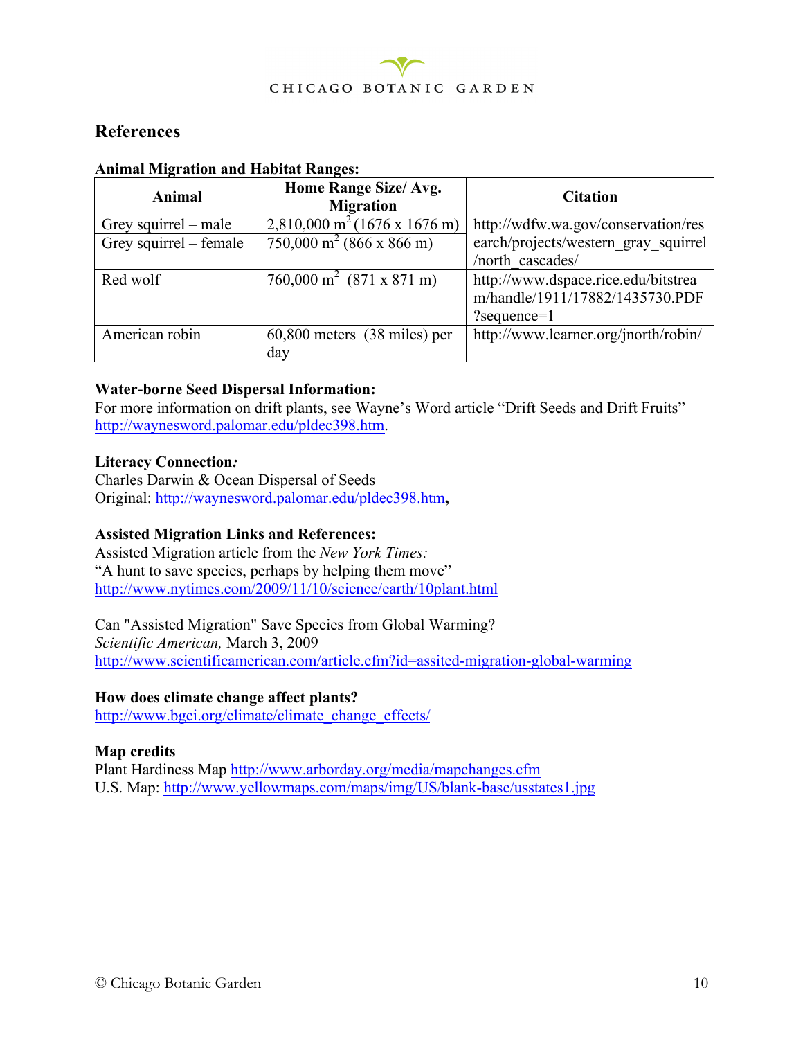## References

**Animal Migration and Habitat Ranges:**

| Animal | Home Range Size/ Avg. Migration | Citation |
|---|---|---|
| Grey squirrel – male | 2,810,000 $m^2$ (1676 x 1676 m) | http://wdfw.wa.gov/conservation/research/projects/western_gray_squirrel/north_cascades/ |
| Grey squirrel – female | 750,000 $m^2$ (866 x 866 m) | |
| Red wolf | 760,000 $m^2$ (871 x 871 m) | http://www.dspace.rice.edu/bitstream/handle/1911/17882/1435730.PDF?sequence=1 |
| American robin | 60,800 meters (38 miles) per day | http://www.learner.org/jnorth/robin/ |

**Water-borne Seed Dispersal Information:**
For more information on drift plants, see Wayne's Word article "Drift Seeds and Drift Fruits" http://waynesword.palomar.edu/pldec398.htm.

**Literacy Connection*:***
Charles Darwin & Ocean Dispersal of Seeds
Original: http://waynesword.palomar.edu/pldec398.htm**,**

**Assisted Migration Links and References:**
Assisted Migration article from the *New York Times:*
"A hunt to save species, perhaps by helping them move"
http://www.nytimes.com/2009/11/10/science/earth/10plant.html

Can "Assisted Migration" Save Species from Global Warming?
*Scientific American,* March 3, 2009
http://www.scientificamerican.com/article.cfm?id=assited-migration-global-warming

**How does climate change affect plants?**
http://www.bgci.org/climate/climate_change_effects/

**Map credits**
Plant Hardiness Map http://www.arborday.org/media/mapchanges.cfm
U.S. Map: http://www.yellowmaps.com/maps/img/US/blank-base/usstates1.jpg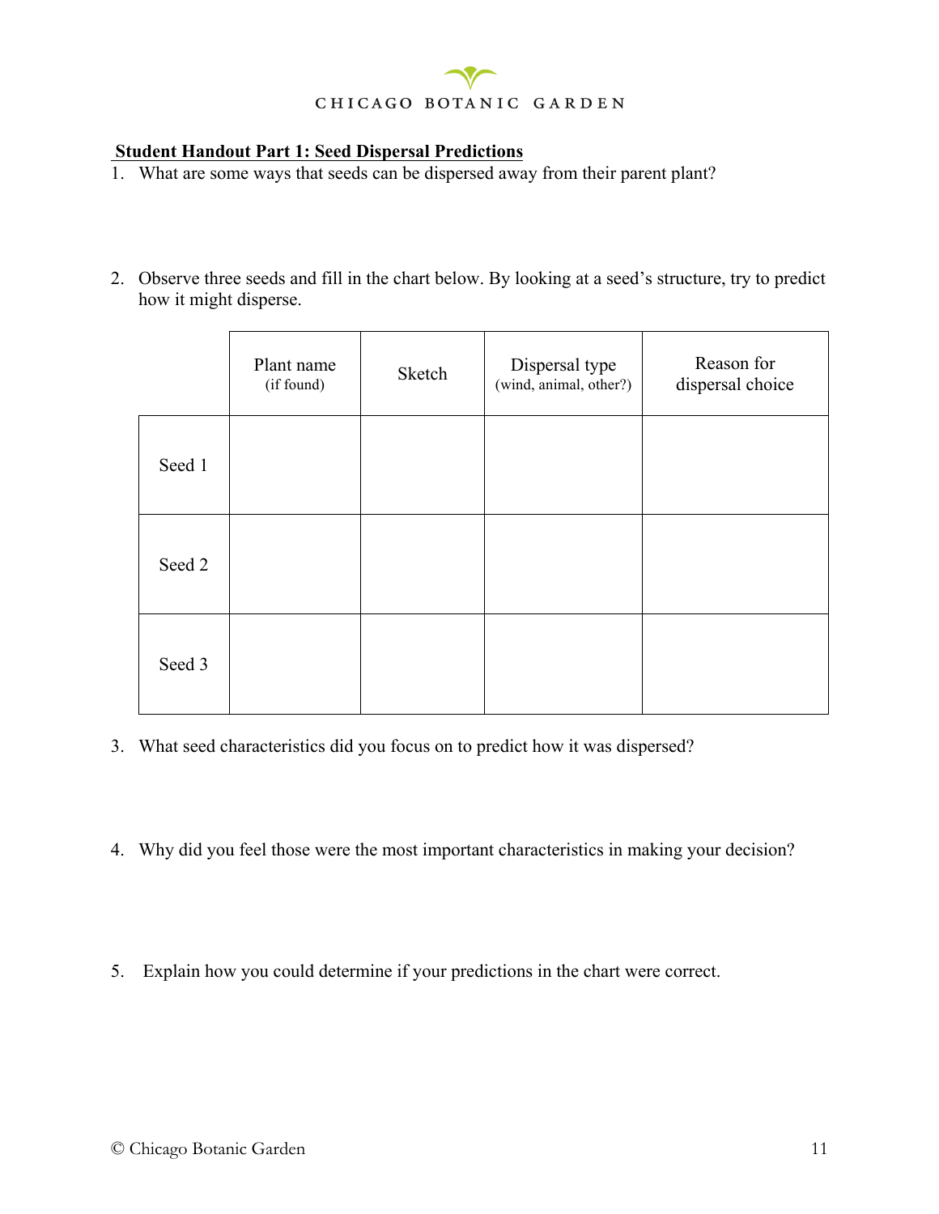CHICAGO BOTANIC GARDEN

**Student Handout Part 1: Seed Dispersal Predictions**

1. What are some ways that seeds can be dispersed away from their parent plant?

2. Observe three seeds and fill in the chart below. By looking at a seed's structure, try to predict how it might disperse.

| | Plant name (if found) | Sketch | Dispersal type (wind, animal, other?) | Reason for dispersal choice |
|---|---|---|---|---|
| Seed 1 | | | | |
| Seed 2 | | | | |
| Seed 3 | | | | |

3. What seed characteristics did you focus on to predict how it was dispersed?

4. Why did you feel those were the most important characteristics in making your decision?

5. Explain how you could determine if your predictions in the chart were correct.

© Chicago Botanic Garden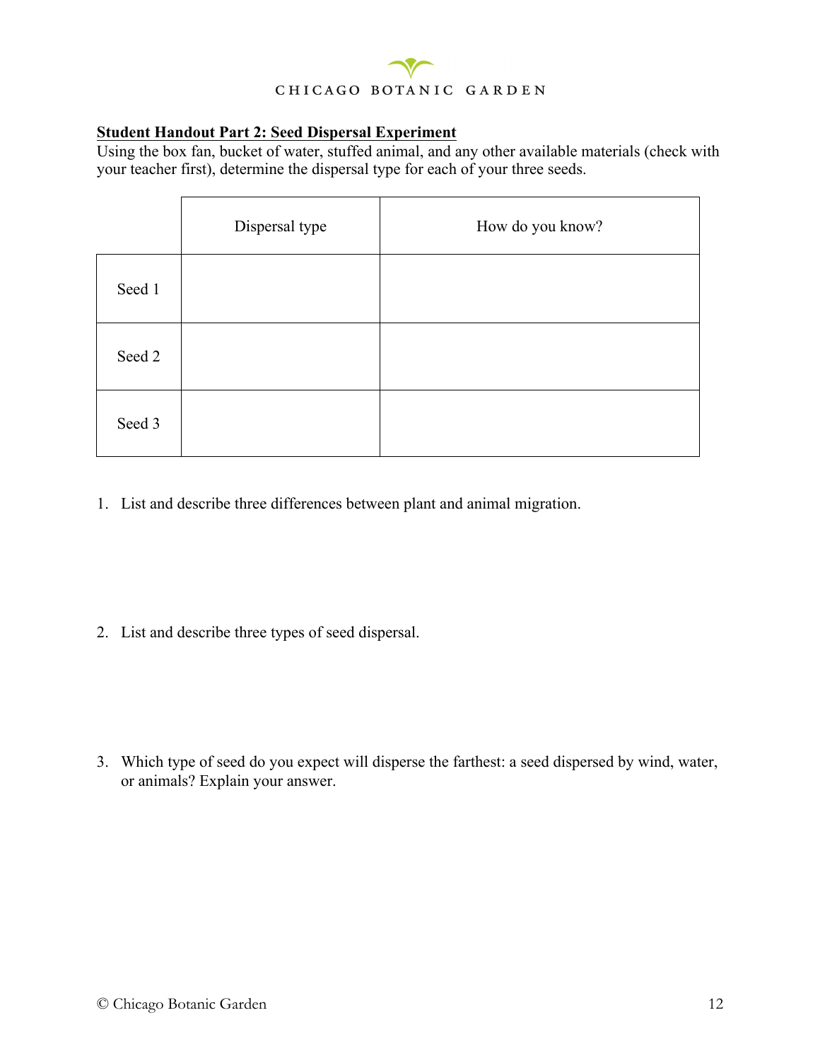**Student Handout Part 2: Seed Dispersal Experiment**

Using the box fan, bucket of water, stuffed animal, and any other available materials (check with your teacher first), determine the dispersal type for each of your three seeds.

| | Dispersal type | How do you know? |
|---|---|---|
| Seed 1 | | |
| Seed 2 | | |
| Seed 3 | | |

1. List and describe three differences between plant and animal migration.

2. List and describe three types of seed dispersal.

3. Which type of seed do you expect will disperse the farthest: a seed dispersed by wind, water, or animals? Explain your answer.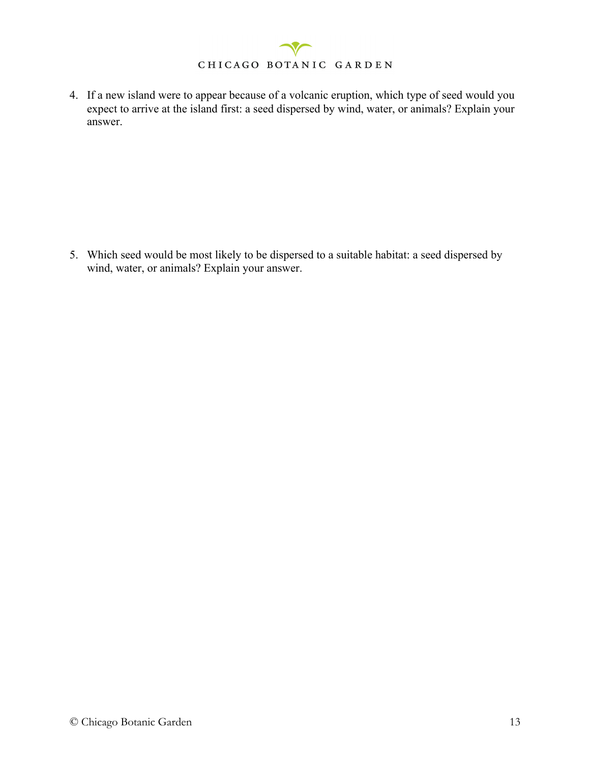4. If a new island were to appear because of a volcanic eruption, which type of seed would you expect to arrive at the island first: a seed dispersed by wind, water, or animals? Explain your answer.

5. Which seed would be most likely to be dispersed to a suitable habitat: a seed dispersed by wind, water, or animals? Explain your answer.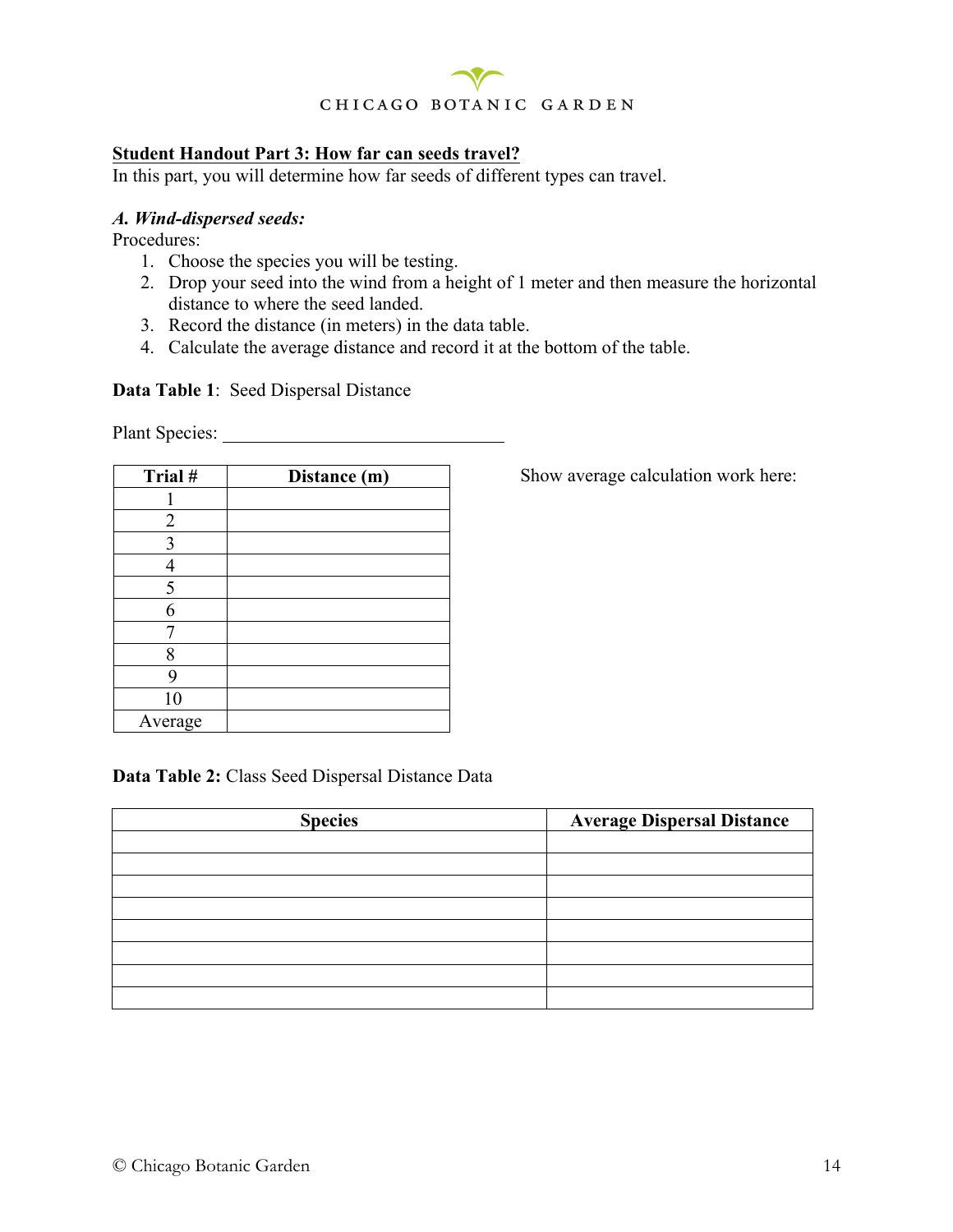## Student Handout Part 3: How far can seeds travel?

In this part, you will determine how far seeds of different types can travel.

### *A. Wind-dispersed seeds:*

Procedures:

1. Choose the species you will be testing.
2. Drop your seed into the wind from a height of 1 meter and then measure the horizontal distance to where the seed landed.
3. Record the distance (in meters) in the data table.
4. Calculate the average distance and record it at the bottom of the table.

**Data Table 1**: Seed Dispersal Distance

Plant Species: ______________________________

| Trial # | Distance (m) |
|---|---|
| 1 | |
| 2 | |
| 3 | |
| 4 | |
| 5 | |
| 6 | |
| 7 | |
| 8 | |
| 9 | |
| 10 | |
| Average | |

Show average calculation work here:

**Data Table 2:** Class Seed Dispersal Distance Data

| Species | Average Dispersal Distance |
|---|---|
| | |
| | |
| | |
| | |
| | |
| | |
| | |
| | |

© Chicago Botanic Garden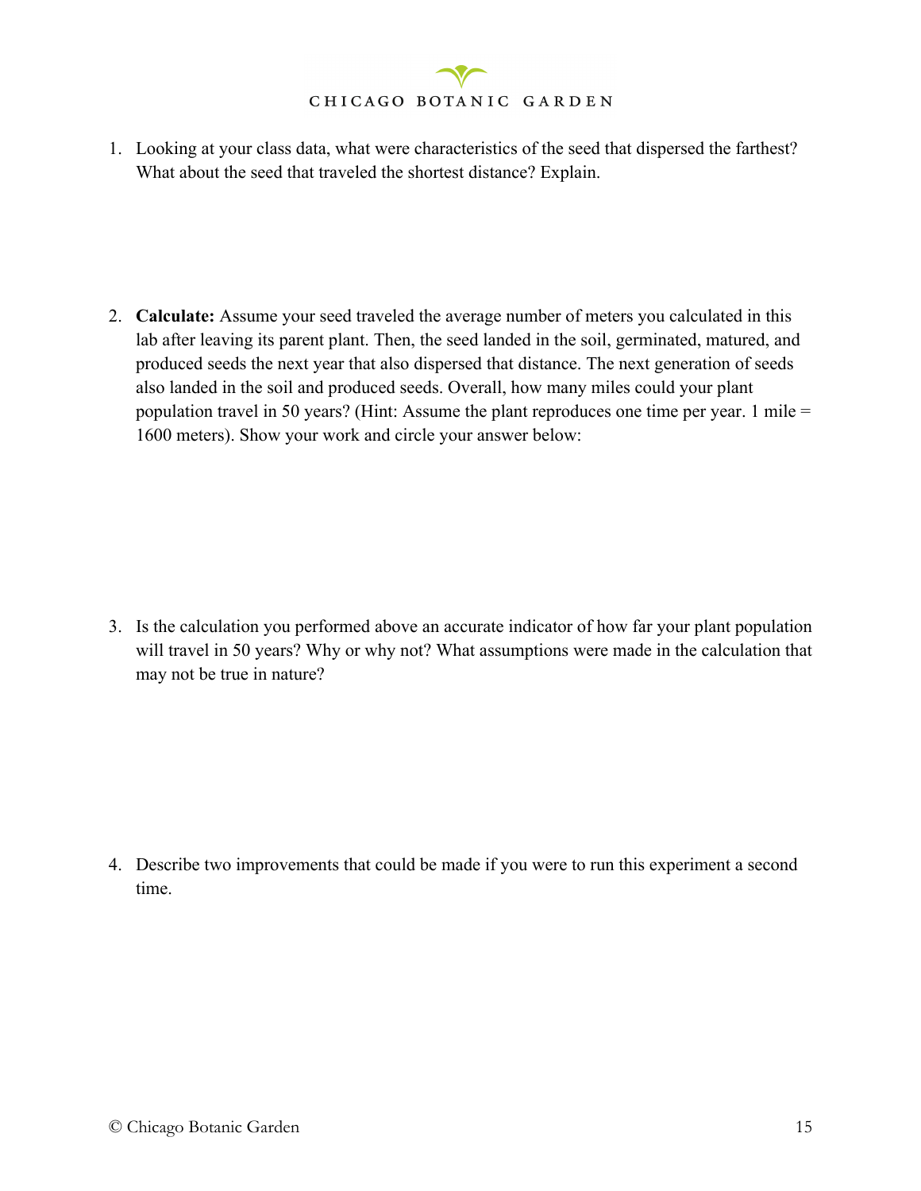1. Looking at your class data, what were characteristics of the seed that dispersed the farthest? What about the seed that traveled the shortest distance? Explain.

2. **Calculate:** Assume your seed traveled the average number of meters you calculated in this lab after leaving its parent plant. Then, the seed landed in the soil, germinated, matured, and produced seeds the next year that also dispersed that distance. The next generation of seeds also landed in the soil and produced seeds. Overall, how many miles could your plant population travel in 50 years? (Hint: Assume the plant reproduces one time per year. 1 mile = 1600 meters). Show your work and circle your answer below:

3. Is the calculation you performed above an accurate indicator of how far your plant population will travel in 50 years? Why or why not? What assumptions were made in the calculation that may not be true in nature?

4. Describe two improvements that could be made if you were to run this experiment a second time.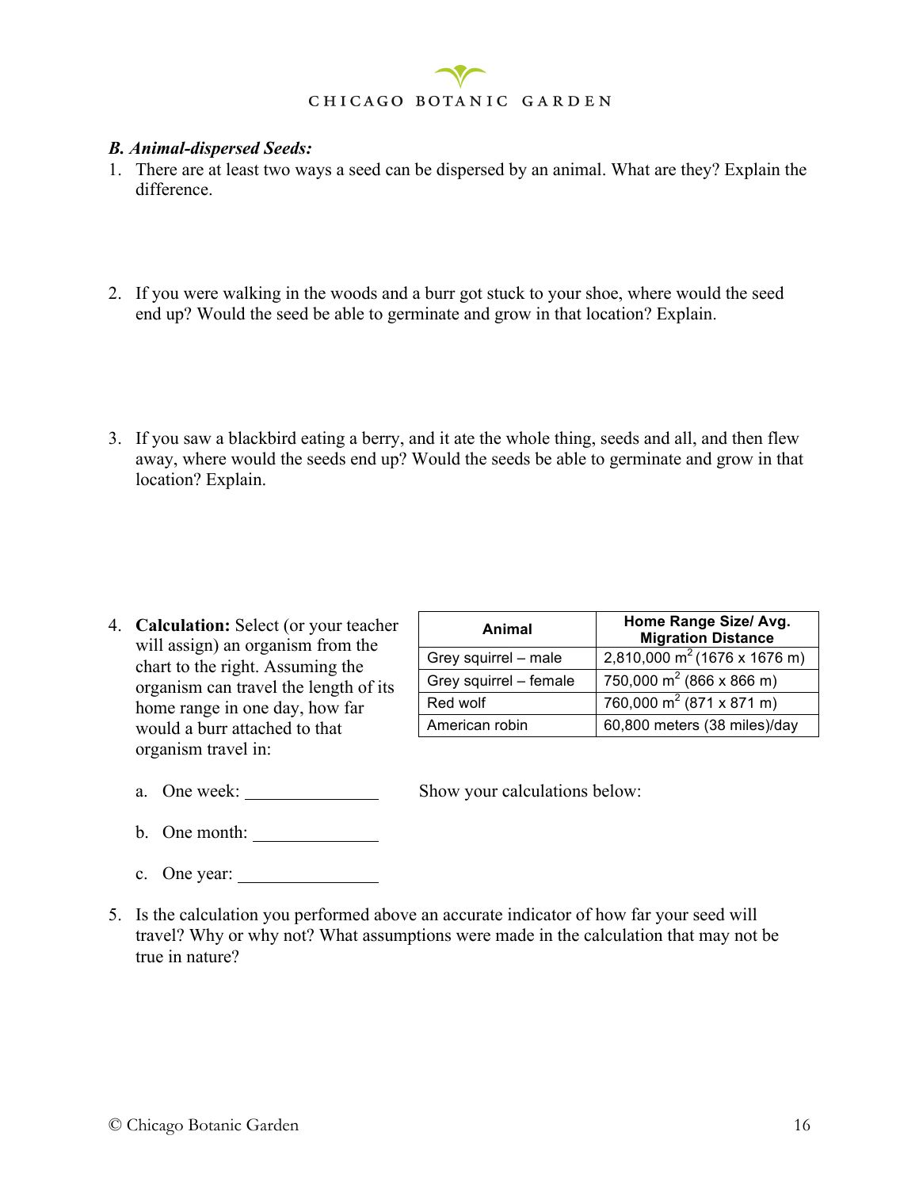*B. Animal-dispersed Seeds:*

1. There are at least two ways a seed can be dispersed by an animal. What are they? Explain the difference.

2. If you were walking in the woods and a burr got stuck to your shoe, where would the seed end up? Would the seed be able to germinate and grow in that location? Explain.

3. If you saw a blackbird eating a berry, and it ate the whole thing, seeds and all, and then flew away, where would the seeds end up? Would the seeds be able to germinate and grow in that location? Explain.

4. **Calculation:** Select (or your teacher will assign) an organism from the chart to the right. Assuming the organism can travel the length of its home range in one day, how far would a burr attached to that organism travel in:

| Animal | Home Range Size/ Avg. Migration Distance |
|---|---|
| Grey squirrel – male | 2,810,000 $m^2$ (1676 x 1676 m) |
| Grey squirrel – female | 750,000 $m^2$ (866 x 866 m) |
| Red wolf | 760,000 $m^2$ (871 x 871 m) |
| American robin | 60,800 meters (38 miles)/day |

   a. One week: _______________

   b. One month: ______________

   c. One year: ________________

   Show your calculations below:

5. Is the calculation you performed above an accurate indicator of how far your seed will travel? Why or why not? What assumptions were made in the calculation that may not be true in nature?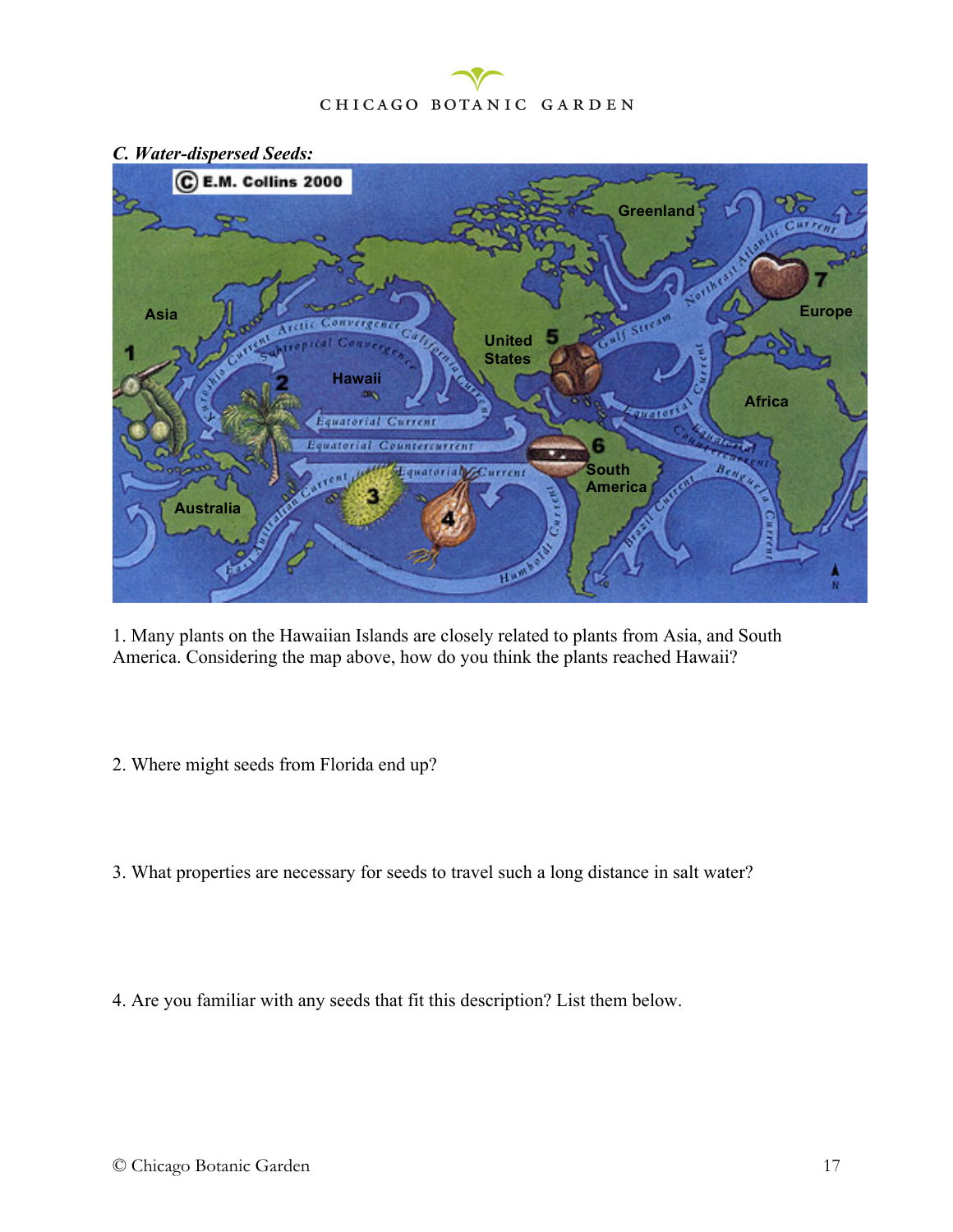*C. Water-dispersed Seeds:*

1. Many plants on the Hawaiian Islands are closely related to plants from Asia, and South America. Considering the map above, how do you think the plants reached Hawaii?

2. Where might seeds from Florida end up?

3. What properties are necessary for seeds to travel such a long distance in salt water?

4. Are you familiar with any seeds that fit this description? List them below.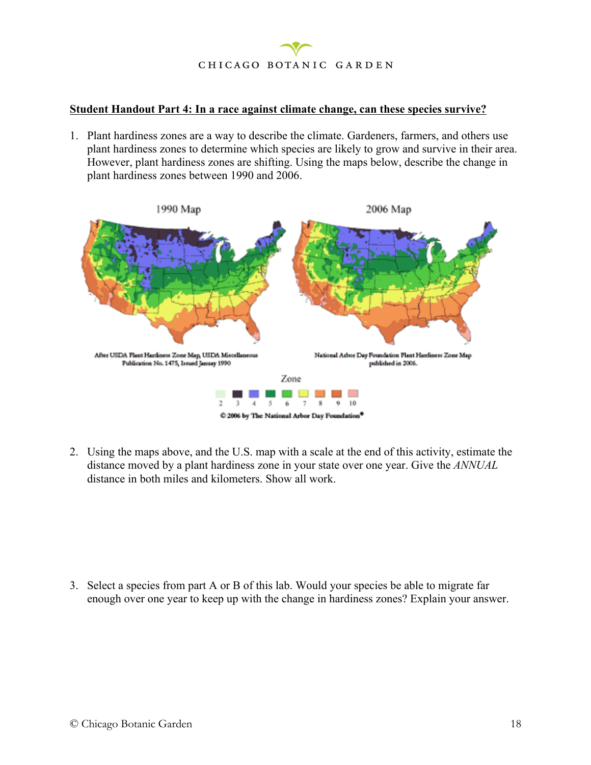**Student Handout Part 4: In a race against climate change, can these species survive?**

1. Plant hardiness zones are a way to describe the climate. Gardeners, farmers, and others use plant hardiness zones to determine which species are likely to grow and survive in their area. However, plant hardiness zones are shifting. Using the maps below, describe the change in plant hardiness zones between 1990 and 2006.

1990 Map

After USDA Plant Hardiness Zone Map, USDA Miscellaneous Publication No. 1475, Issued January 1990

2006 Map

National Arbor Day Foundation Plant Hardiness Zone Map published in 2006.

Zone

2 3 4 5 6 7 8 9 10

© 2006 by The National Arbor Day Foundation®

2. Using the maps above, and the U.S. map with a scale at the end of this activity, estimate the distance moved by a plant hardiness zone in your state over one year. Give the *ANNUAL* distance in both miles and kilometers. Show all work.

3. Select a species from part A or B of this lab. Would your species be able to migrate far enough over one year to keep up with the change in hardiness zones? Explain your answer.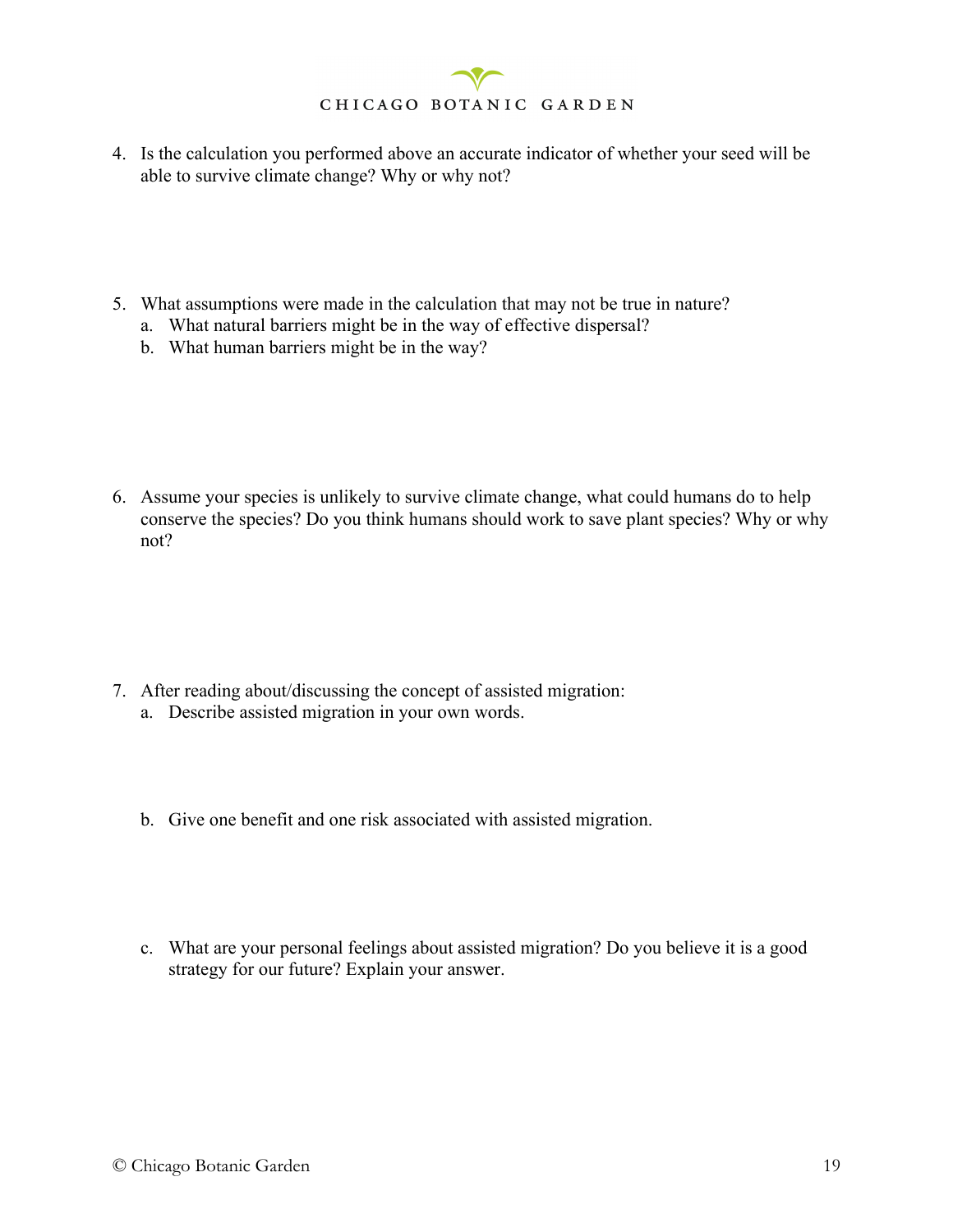4. Is the calculation you performed above an accurate indicator of whether your seed will be able to survive climate change? Why or why not?

5. What assumptions were made in the calculation that may not be true in nature?
   a. What natural barriers might be in the way of effective dispersal?
   b. What human barriers might be in the way?

6. Assume your species is unlikely to survive climate change, what could humans do to help conserve the species? Do you think humans should work to save plant species? Why or why not?

7. After reading about/discussing the concept of assisted migration:
   a. Describe assisted migration in your own words.

   b. Give one benefit and one risk associated with assisted migration.

   c. What are your personal feelings about assisted migration? Do you believe it is a good strategy for our future? Explain your answer.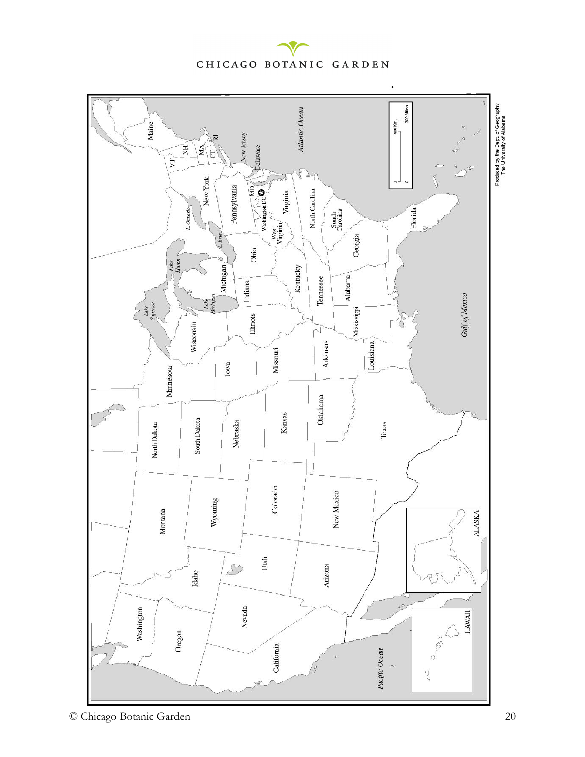Produced by the Dept. of Geography
The University of Alabama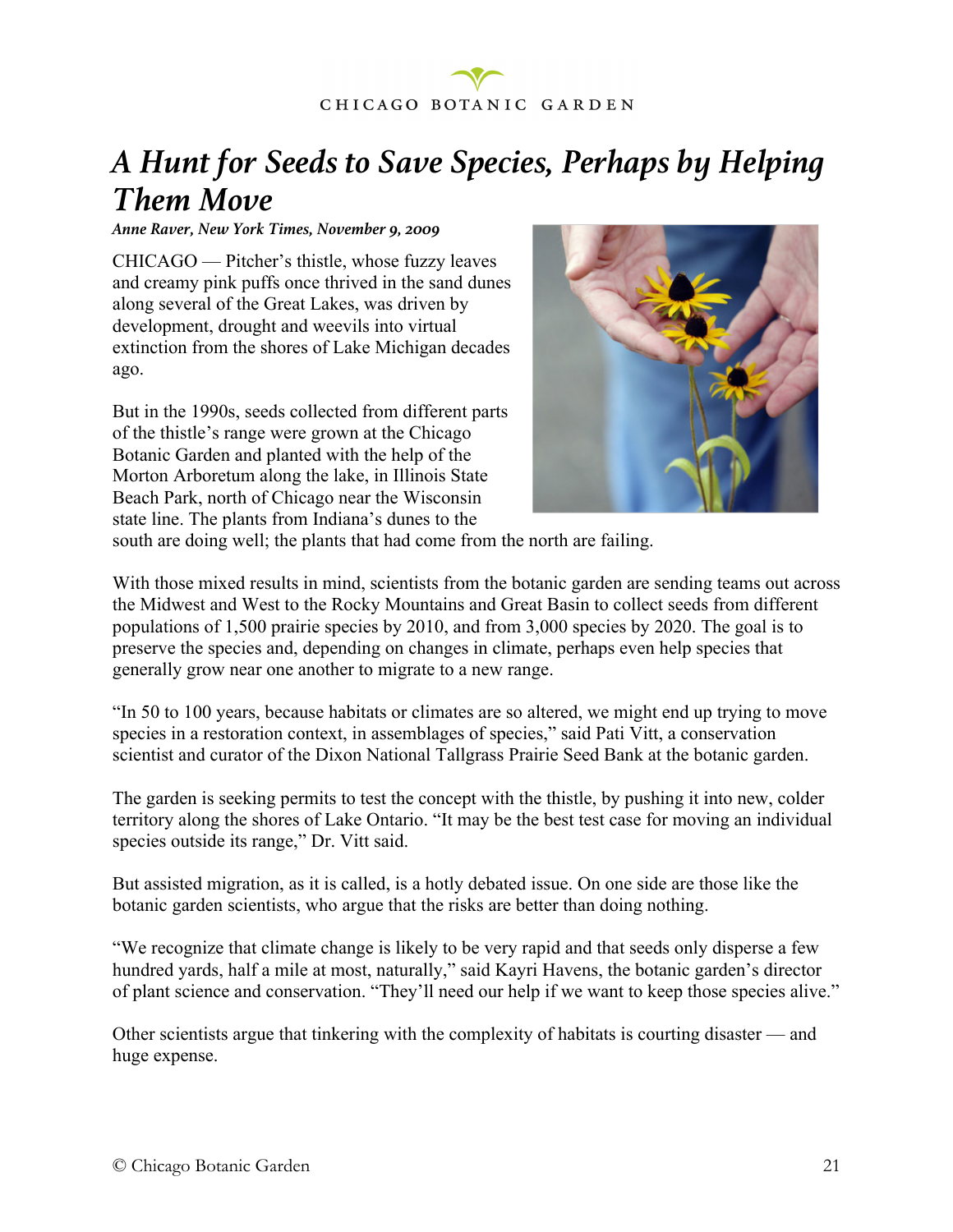# *A Hunt for Seeds to Save Species, Perhaps by Helping Them Move*

***Anne Raver, New York Times, November 9, 2009***

CHICAGO — Pitcher's thistle, whose fuzzy leaves and creamy pink puffs once thrived in the sand dunes along several of the Great Lakes, was driven by development, drought and weevils into virtual extinction from the shores of Lake Michigan decades ago.

But in the 1990s, seeds collected from different parts of the thistle's range were grown at the Chicago Botanic Garden and planted with the help of the Morton Arboretum along the lake, in Illinois State Beach Park, north of Chicago near the Wisconsin state line. The plants from Indiana's dunes to the south are doing well; the plants that had come from the north are failing.

With those mixed results in mind, scientists from the botanic garden are sending teams out across the Midwest and West to the Rocky Mountains and Great Basin to collect seeds from different populations of 1,500 prairie species by 2010, and from 3,000 species by 2020. The goal is to preserve the species and, depending on changes in climate, perhaps even help species that generally grow near one another to migrate to a new range.

"In 50 to 100 years, because habitats or climates are so altered, we might end up trying to move species in a restoration context, in assemblages of species," said Pati Vitt, a conservation scientist and curator of the Dixon National Tallgrass Prairie Seed Bank at the botanic garden.

The garden is seeking permits to test the concept with the thistle, by pushing it into new, colder territory along the shores of Lake Ontario. "It may be the best test case for moving an individual species outside its range," Dr. Vitt said.

But assisted migration, as it is called, is a hotly debated issue. On one side are those like the botanic garden scientists, who argue that the risks are better than doing nothing.

"We recognize that climate change is likely to be very rapid and that seeds only disperse a few hundred yards, half a mile at most, naturally," said Kayri Havens, the botanic garden's director of plant science and conservation. "They'll need our help if we want to keep those species alive."

Other scientists argue that tinkering with the complexity of habitats is courting disaster — and huge expense.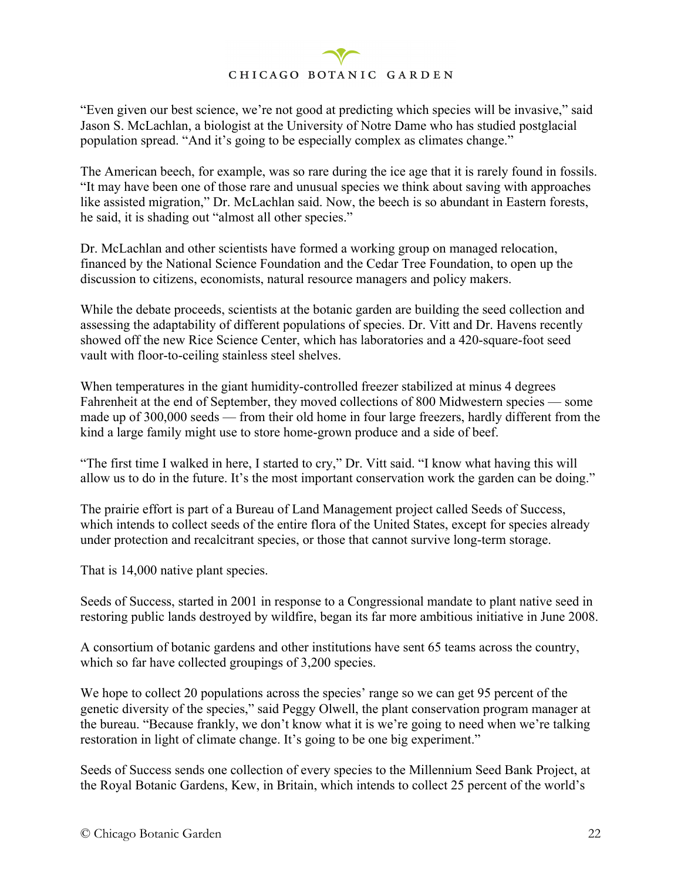"Even given our best science, we're not good at predicting which species will be invasive," said Jason S. McLachlan, a biologist at the University of Notre Dame who has studied postglacial population spread. "And it's going to be especially complex as climates change."

The American beech, for example, was so rare during the ice age that it is rarely found in fossils. "It may have been one of those rare and unusual species we think about saving with approaches like assisted migration," Dr. McLachlan said. Now, the beech is so abundant in Eastern forests, he said, it is shading out "almost all other species."

Dr. McLachlan and other scientists have formed a working group on managed relocation, financed by the National Science Foundation and the Cedar Tree Foundation, to open up the discussion to citizens, economists, natural resource managers and policy makers.

While the debate proceeds, scientists at the botanic garden are building the seed collection and assessing the adaptability of different populations of species. Dr. Vitt and Dr. Havens recently showed off the new Rice Science Center, which has laboratories and a 420-square-foot seed vault with floor-to-ceiling stainless steel shelves.

When temperatures in the giant humidity-controlled freezer stabilized at minus 4 degrees Fahrenheit at the end of September, they moved collections of 800 Midwestern species — some made up of 300,000 seeds — from their old home in four large freezers, hardly different from the kind a large family might use to store home-grown produce and a side of beef.

"The first time I walked in here, I started to cry," Dr. Vitt said. "I know what having this will allow us to do in the future. It's the most important conservation work the garden can be doing."

The prairie effort is part of a Bureau of Land Management project called Seeds of Success, which intends to collect seeds of the entire flora of the United States, except for species already under protection and recalcitrant species, or those that cannot survive long-term storage.

That is 14,000 native plant species.

Seeds of Success, started in 2001 in response to a Congressional mandate to plant native seed in restoring public lands destroyed by wildfire, began its far more ambitious initiative in June 2008.

A consortium of botanic gardens and other institutions have sent 65 teams across the country, which so far have collected groupings of 3,200 species.

We hope to collect 20 populations across the species' range so we can get 95 percent of the genetic diversity of the species," said Peggy Olwell, the plant conservation program manager at the bureau. "Because frankly, we don't know what it is we're going to need when we're talking restoration in light of climate change. It's going to be one big experiment."

Seeds of Success sends one collection of every species to the Millennium Seed Bank Project, at the Royal Botanic Gardens, Kew, in Britain, which intends to collect 25 percent of the world's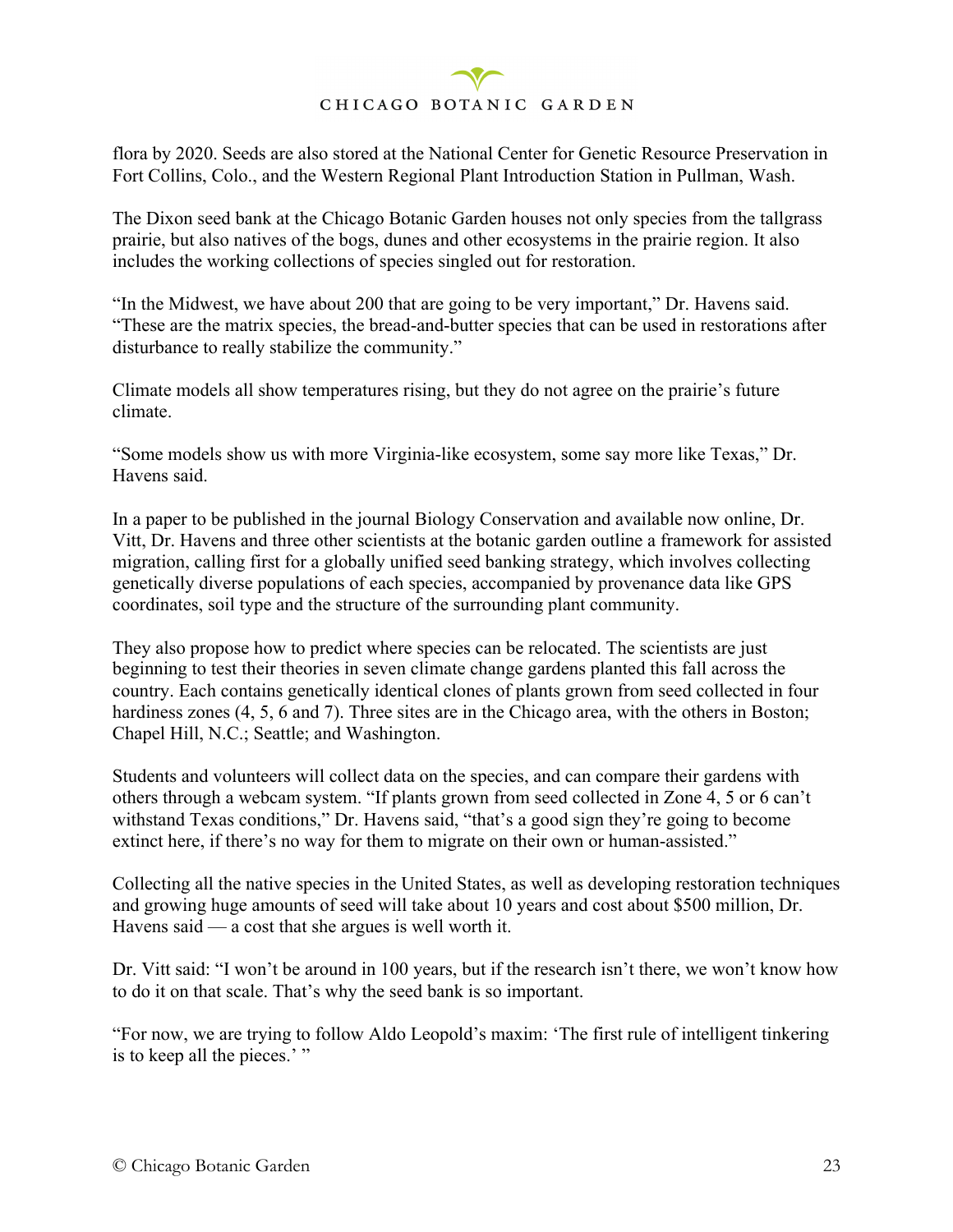flora by 2020. Seeds are also stored at the National Center for Genetic Resource Preservation in Fort Collins, Colo., and the Western Regional Plant Introduction Station in Pullman, Wash.

The Dixon seed bank at the Chicago Botanic Garden houses not only species from the tallgrass prairie, but also natives of the bogs, dunes and other ecosystems in the prairie region. It also includes the working collections of species singled out for restoration.

"In the Midwest, we have about 200 that are going to be very important," Dr. Havens said. "These are the matrix species, the bread-and-butter species that can be used in restorations after disturbance to really stabilize the community."

Climate models all show temperatures rising, but they do not agree on the prairie's future climate.

"Some models show us with more Virginia-like ecosystem, some say more like Texas," Dr. Havens said.

In a paper to be published in the journal Biology Conservation and available now online, Dr. Vitt, Dr. Havens and three other scientists at the botanic garden outline a framework for assisted migration, calling first for a globally unified seed banking strategy, which involves collecting genetically diverse populations of each species, accompanied by provenance data like GPS coordinates, soil type and the structure of the surrounding plant community.

They also propose how to predict where species can be relocated. The scientists are just beginning to test their theories in seven climate change gardens planted this fall across the country. Each contains genetically identical clones of plants grown from seed collected in four hardiness zones (4, 5, 6 and 7). Three sites are in the Chicago area, with the others in Boston; Chapel Hill, N.C.; Seattle; and Washington.

Students and volunteers will collect data on the species, and can compare their gardens with others through a webcam system. "If plants grown from seed collected in Zone 4, 5 or 6 can't withstand Texas conditions," Dr. Havens said, "that's a good sign they're going to become extinct here, if there's no way for them to migrate on their own or human-assisted."

Collecting all the native species in the United States, as well as developing restoration techniques and growing huge amounts of seed will take about 10 years and cost about $500 million, Dr. Havens said — a cost that she argues is well worth it.

Dr. Vitt said: "I won't be around in 100 years, but if the research isn't there, we won't know how to do it on that scale. That's why the seed bank is so important.

"For now, we are trying to follow Aldo Leopold's maxim: 'The first rule of intelligent tinkering is to keep all the pieces.' "